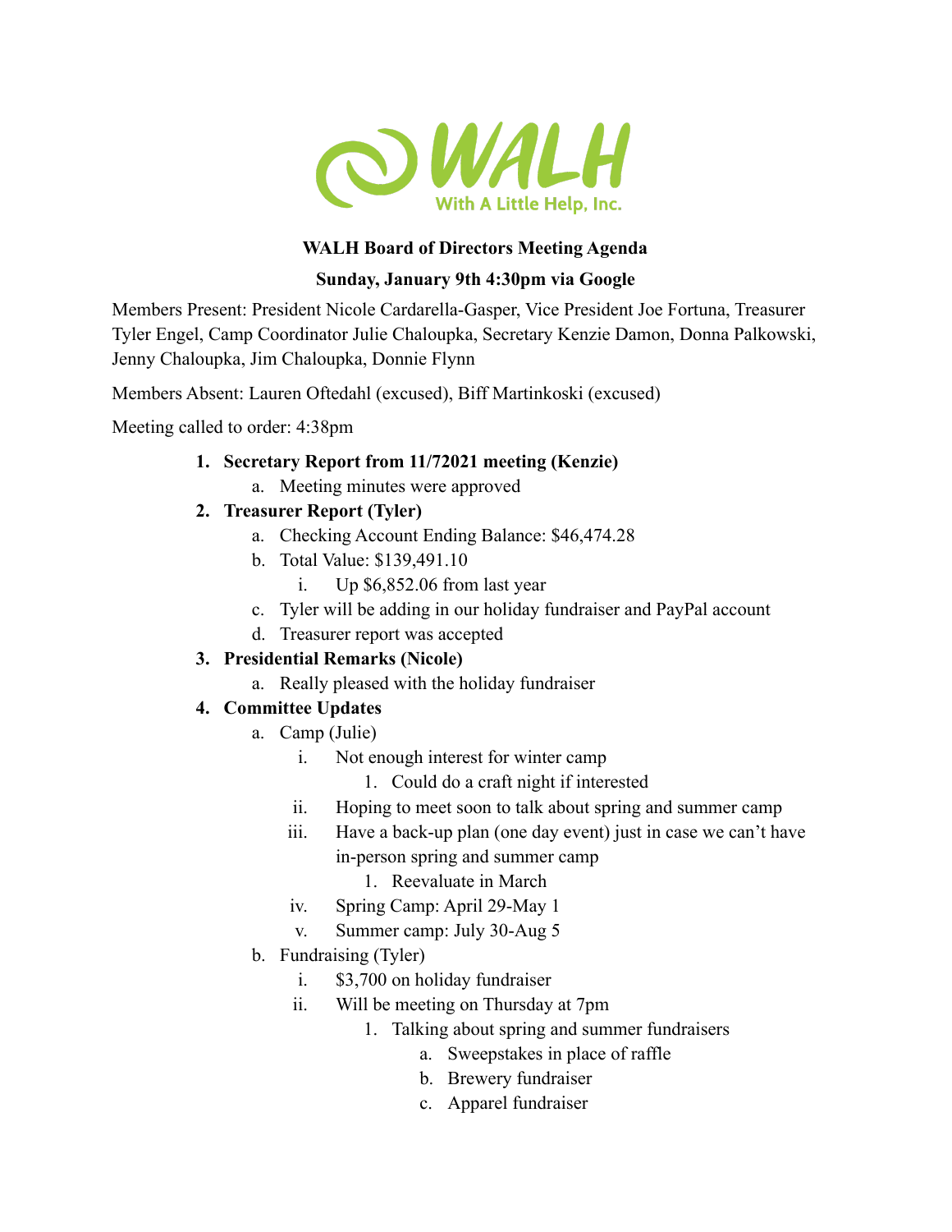WALH

With A Little Help, Inc.

**WALH Board of Directors Meeting Agenda**

**Sunday, January 9th 4:30pm via Google**

Members Present: President Nicole Cardarella-Gasper, Vice President Joe Fortuna, Treasurer Tyler Engel, Camp Coordinator Julie Chaloupka, Secretary Kenzie Damon, Donna Palkowski, Jenny Chaloupka, Jim Chaloupka, Donnie Flynn

Members Absent: Lauren Oftedahl (excused), Biff Martinkoski (excused)

Meeting called to order: 4:38pm

1. **Secretary Report from 11/72021 meeting (Kenzie)**
   a. Meeting minutes were approved
2. **Treasurer Report (Tyler)**
   a. Checking Account Ending Balance: $46,474.28
   b. Total Value: $139,491.10
      i. Up $6,852.06 from last year
   c. Tyler will be adding in our holiday fundraiser and PayPal account
   d. Treasurer report was accepted
3. **Presidential Remarks (Nicole)**
   a. Really pleased with the holiday fundraiser
4. **Committee Updates**
   a. Camp (Julie)
      i. Not enough interest for winter camp
         1. Could do a craft night if interested
      ii. Hoping to meet soon to talk about spring and summer camp
      iii. Have a back-up plan (one day event) just in case we can't have in-person spring and summer camp
         1. Reevaluate in March
      iv. Spring Camp: April 29-May 1
      v. Summer camp: July 30-Aug 5
   b. Fundraising (Tyler)
      i. $3,700 on holiday fundraiser
      ii. Will be meeting on Thursday at 7pm
         1. Talking about spring and summer fundraisers
            a. Sweepstakes in place of raffle
            b. Brewery fundraiser
            c. Apparel fundraiser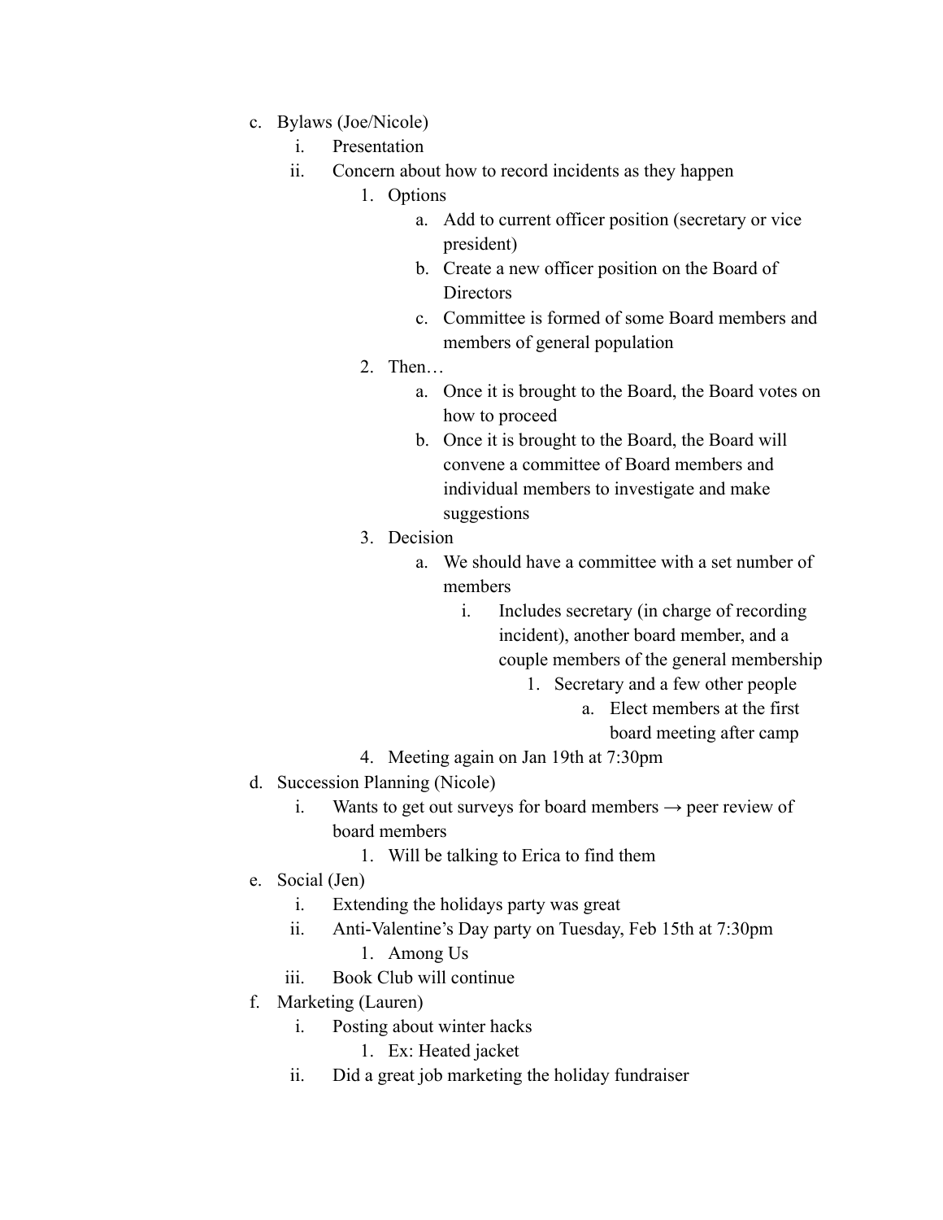c. Bylaws (Joe/Nicole)
    i. Presentation
    ii. Concern about how to record incidents as they happen
        1. Options
            a. Add to current officer position (secretary or vice president)
            b. Create a new officer position on the Board of Directors
            c. Committee is formed of some Board members and members of general population
        2. Then…
            a. Once it is brought to the Board, the Board votes on how to proceed
            b. Once it is brought to the Board, the Board will convene a committee of Board members and individual members to investigate and make suggestions
        3. Decision
            a. We should have a committee with a set number of members
                i. Includes secretary (in charge of recording incident), another board member, and a couple members of the general membership
                    1. Secretary and a few other people
                        a. Elect members at the first board meeting after camp
        4. Meeting again on Jan 19th at 7:30pm

d. Succession Planning (Nicole)
    i. Wants to get out surveys for board members → peer review of board members
        1. Will be talking to Erica to find them

e. Social (Jen)
    i. Extending the holidays party was great
    ii. Anti-Valentine's Day party on Tuesday, Feb 15th at 7:30pm
        1. Among Us
    iii. Book Club will continue

f. Marketing (Lauren)
    i. Posting about winter hacks
        1. Ex: Heated jacket
    ii. Did a great job marketing the holiday fundraiser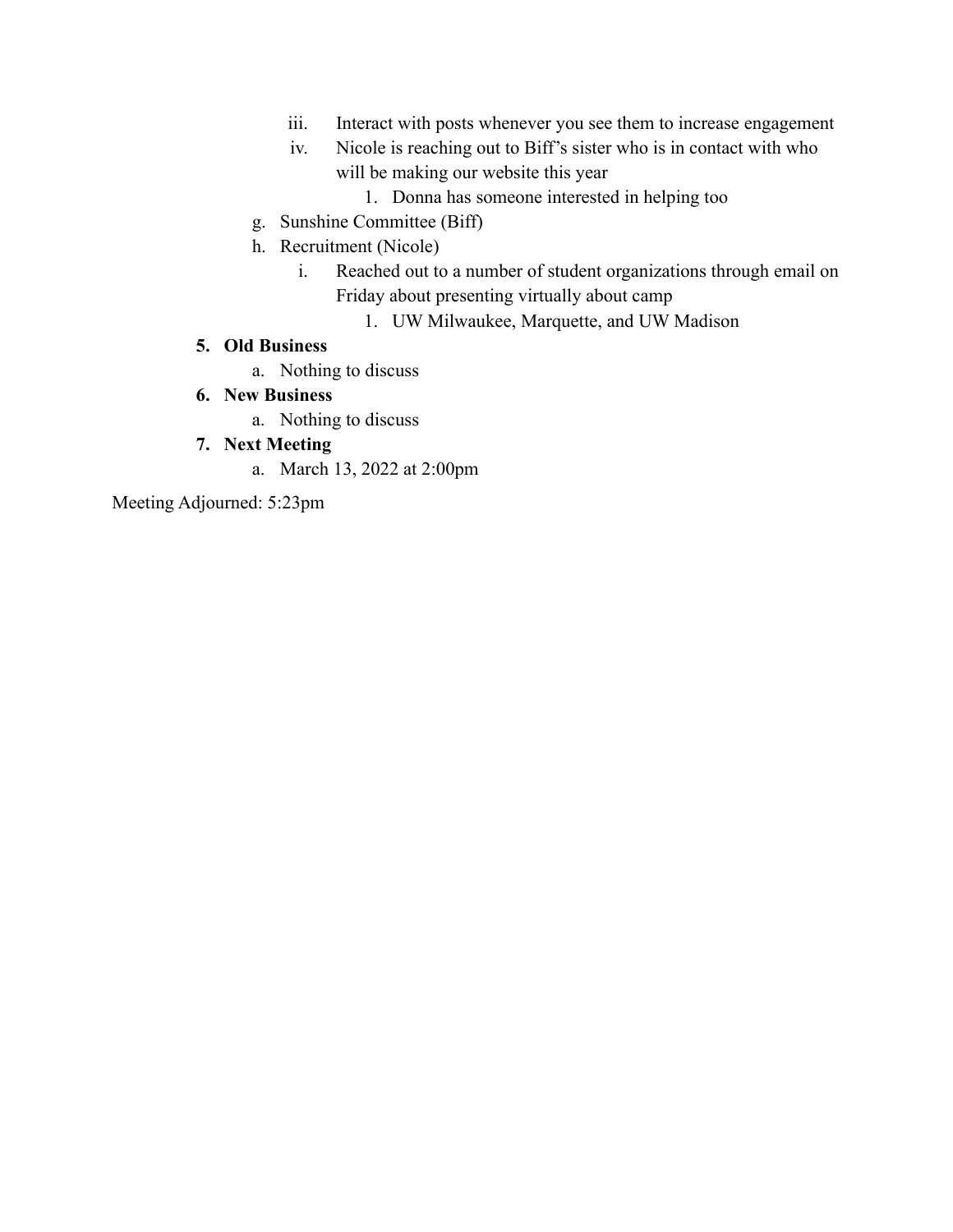iii. Interact with posts whenever you see them to increase engagement
   iv. Nicole is reaching out to Biff's sister who is in contact with who will be making our website this year
      1. Donna has someone interested in helping too
  g. Sunshine Committee (Biff)
  h. Recruitment (Nicole)
   i. Reached out to a number of student organizations through email on Friday about presenting virtually about camp
      1. UW Milwaukee, Marquette, and UW Madison

5. **Old Business**
   a. Nothing to discuss
6. **New Business**
   a. Nothing to discuss
7. **Next Meeting**
   a. March 13, 2022 at 2:00pm

Meeting Adjourned: 5:23pm